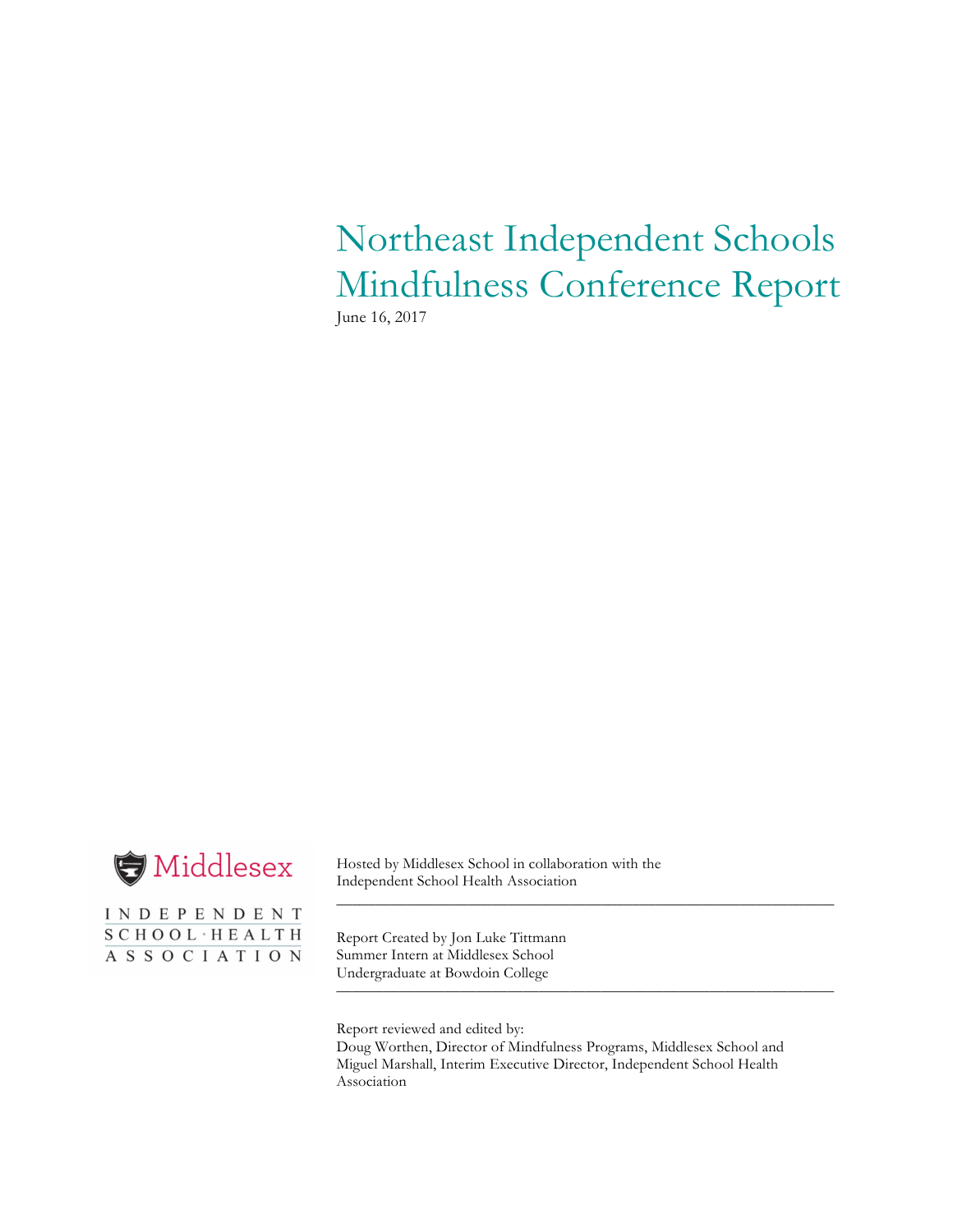# Northeast Independent Schools Mindfulness Conference Report

June 16, 2017

Middlesex

INDEPENDENT SCHOOL HEALTH ASSOCIATION

Hosted by Middlesex School in collaboration with the Independent School Health Association

---

Report Created by Jon Luke Tittmann
Summer Intern at Middlesex School
Undergraduate at Bowdoin College

---

Report reviewed and edited by:
Doug Worthen, Director of Mindfulness Programs, Middlesex School and Miguel Marshall, Interim Executive Director, Independent School Health Association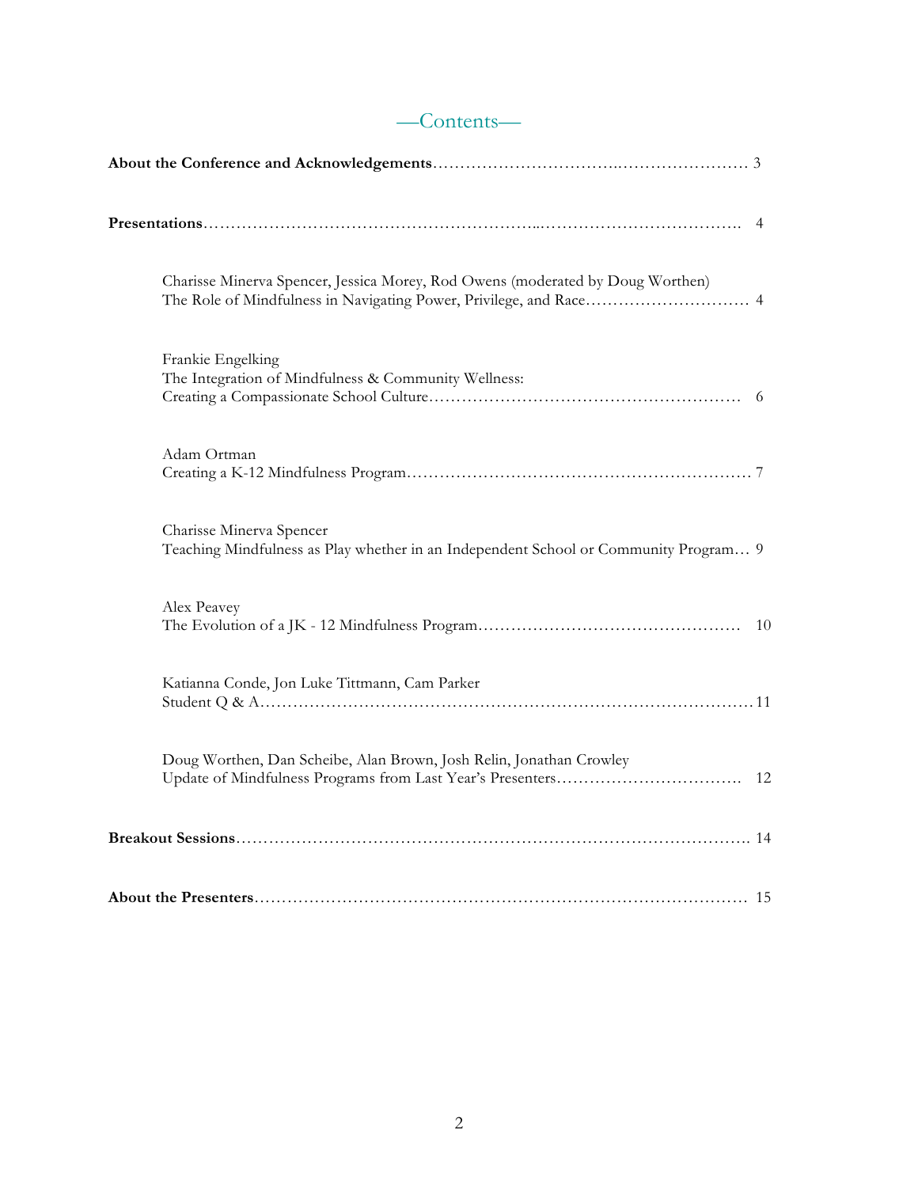# —Contents—

**About the Conference and Acknowledgements** ........................................ 3

**Presentations** ........................................................................ 4

Charisse Minerva Spencer, Jessica Morey, Rod Owens (moderated by Doug Worthen)
The Role of Mindfulness in Navigating Power, Privilege, and Race ........................ 4

Frankie Engelking
The Integration of Mindfulness & Community Wellness:
Creating a Compassionate School Culture ..................................................... 6

Adam Ortman
Creating a K-12 Mindfulness Program .......................................................... 7

Charisse Minerva Spencer
Teaching Mindfulness as Play whether in an Independent School or Community Program... 9

Alex Peavey
The Evolution of a JK - 12 Mindfulness Program .............................................. 10

Katianna Conde, Jon Luke Tittmann, Cam Parker
Student Q & A .................................................................................... 11

Doug Worthen, Dan Scheibe, Alan Brown, Josh Relin, Jonathan Crowley
Update of Mindfulness Programs from Last Year's Presenters ................................ 12

**Breakout Sessions** .................................................................... 14

**About the Presenters** ................................................................. 15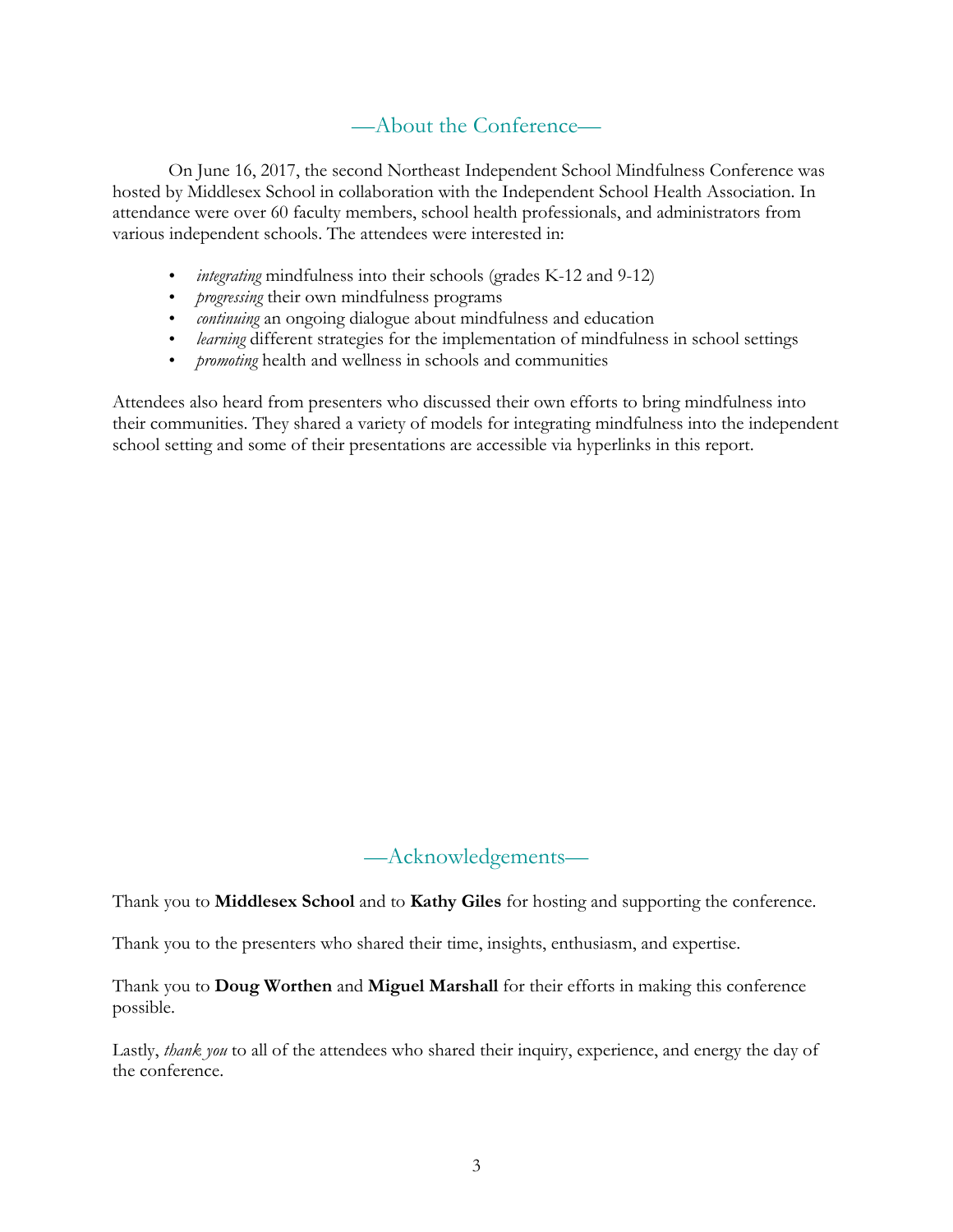## —About the Conference—

On June 16, 2017, the second Northeast Independent School Mindfulness Conference was hosted by Middlesex School in collaboration with the Independent School Health Association. In attendance were over 60 faculty members, school health professionals, and administrators from various independent schools. The attendees were interested in:

- *integrating* mindfulness into their schools (grades K-12 and 9-12)
- *progressing* their own mindfulness programs
- *continuing* an ongoing dialogue about mindfulness and education
- *learning* different strategies for the implementation of mindfulness in school settings
- *promoting* health and wellness in schools and communities

Attendees also heard from presenters who discussed their own efforts to bring mindfulness into their communities. They shared a variety of models for integrating mindfulness into the independent school setting and some of their presentations are accessible via hyperlinks in this report.

## —Acknowledgements—

Thank you to **Middlesex School** and to **Kathy Giles** for hosting and supporting the conference.

Thank you to the presenters who shared their time, insights, enthusiasm, and expertise.

Thank you to **Doug Worthen** and **Miguel Marshall** for their efforts in making this conference possible.

Lastly, *thank you* to all of the attendees who shared their inquiry, experience, and energy the day of the conference.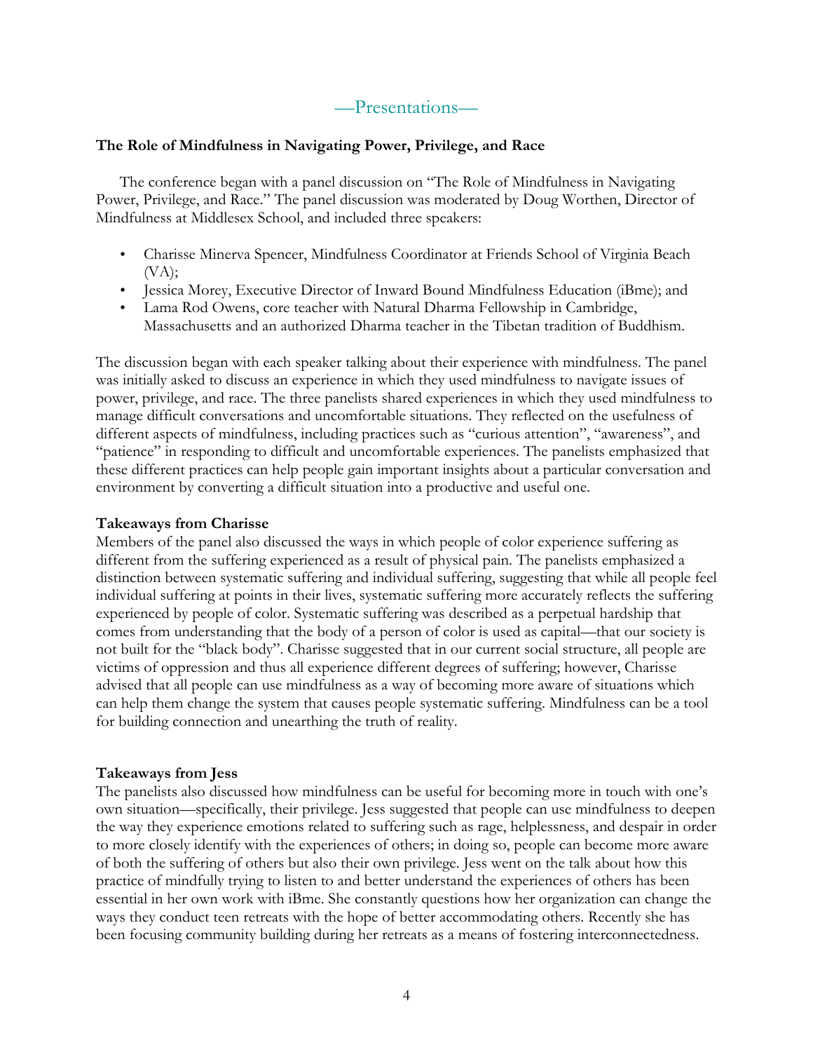## —Presentations—

**The Role of Mindfulness in Navigating Power, Privilege, and Race**

The conference began with a panel discussion on "The Role of Mindfulness in Navigating Power, Privilege, and Race." The panel discussion was moderated by Doug Worthen, Director of Mindfulness at Middlesex School, and included three speakers:

- Charisse Minerva Spencer, Mindfulness Coordinator at Friends School of Virginia Beach (VA);
- Jessica Morey, Executive Director of Inward Bound Mindfulness Education (iBme); and
- Lama Rod Owens, core teacher with Natural Dharma Fellowship in Cambridge, Massachusetts and an authorized Dharma teacher in the Tibetan tradition of Buddhism.

The discussion began with each speaker talking about their experience with mindfulness. The panel was initially asked to discuss an experience in which they used mindfulness to navigate issues of power, privilege, and race. The three panelists shared experiences in which they used mindfulness to manage difficult conversations and uncomfortable situations. They reflected on the usefulness of different aspects of mindfulness, including practices such as "curious attention", "awareness", and "patience" in responding to difficult and uncomfortable experiences. The panelists emphasized that these different practices can help people gain important insights about a particular conversation and environment by converting a difficult situation into a productive and useful one.

**Takeaways from Charisse**

Members of the panel also discussed the ways in which people of color experience suffering as different from the suffering experienced as a result of physical pain. The panelists emphasized a distinction between systematic suffering and individual suffering, suggesting that while all people feel individual suffering at points in their lives, systematic suffering more accurately reflects the suffering experienced by people of color. Systematic suffering was described as a perpetual hardship that comes from understanding that the body of a person of color is used as capital—that our society is not built for the "black body". Charisse suggested that in our current social structure, all people are victims of oppression and thus all experience different degrees of suffering; however, Charisse advised that all people can use mindfulness as a way of becoming more aware of situations which can help them change the system that causes people systematic suffering. Mindfulness can be a tool for building connection and unearthing the truth of reality.

**Takeaways from Jess**

The panelists also discussed how mindfulness can be useful for becoming more in touch with one's own situation—specifically, their privilege. Jess suggested that people can use mindfulness to deepen the way they experience emotions related to suffering such as rage, helplessness, and despair in order to more closely identify with the experiences of others; in doing so, people can become more aware of both the suffering of others but also their own privilege. Jess went on the talk about how this practice of mindfully trying to listen to and better understand the experiences of others has been essential in her own work with iBme. She constantly questions how her organization can change the ways they conduct teen retreats with the hope of better accommodating others. Recently she has been focusing community building during her retreats as a means of fostering interconnectedness.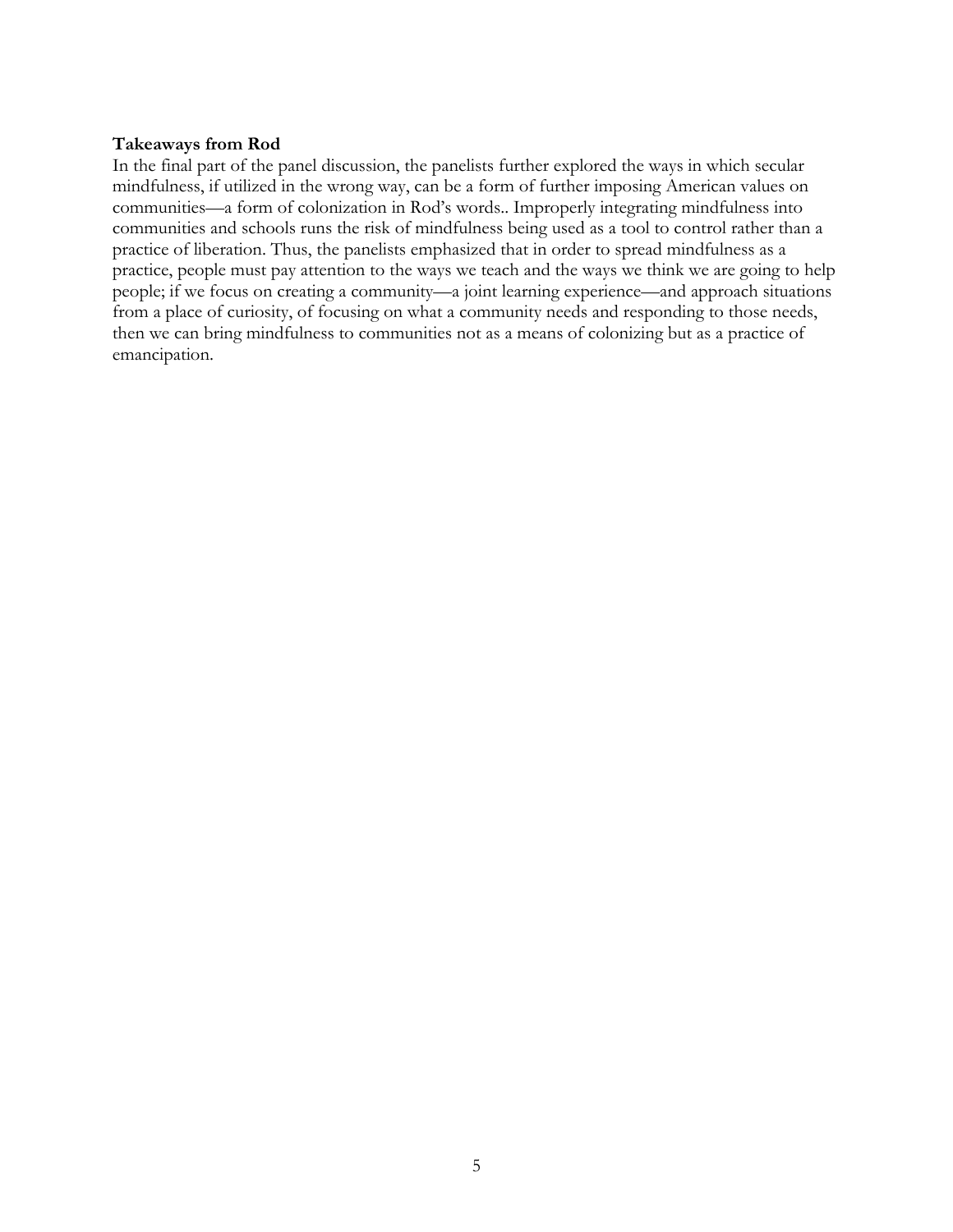**Takeaways from Rod**

In the final part of the panel discussion, the panelists further explored the ways in which secular mindfulness, if utilized in the wrong way, can be a form of further imposing American values on communities—a form of colonization in Rod's words.. Improperly integrating mindfulness into communities and schools runs the risk of mindfulness being used as a tool to control rather than a practice of liberation. Thus, the panelists emphasized that in order to spread mindfulness as a practice, people must pay attention to the ways we teach and the ways we think we are going to help people; if we focus on creating a community—a joint learning experience—and approach situations from a place of curiosity, of focusing on what a community needs and responding to those needs, then we can bring mindfulness to communities not as a means of colonizing but as a practice of emancipation.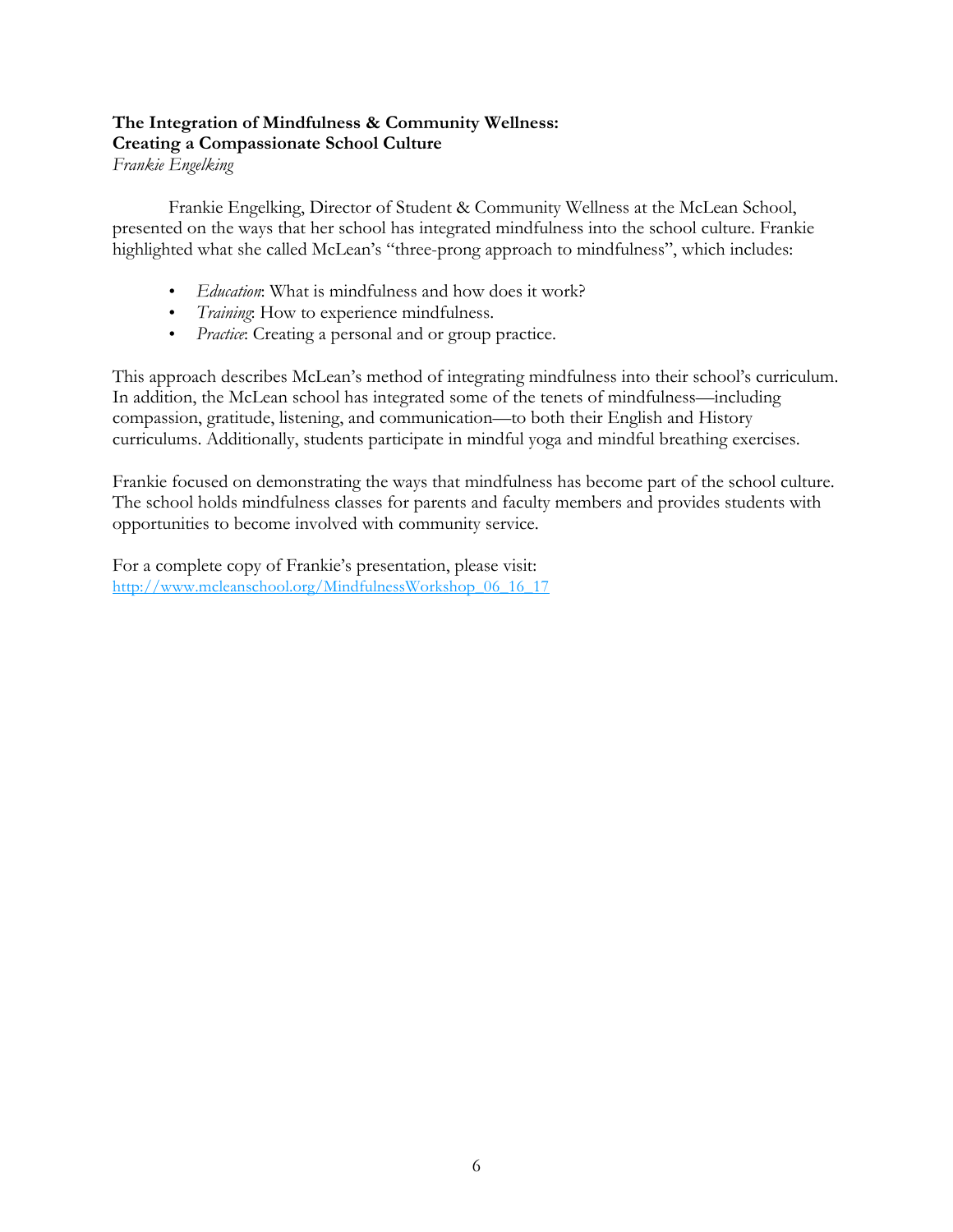### The Integration of Mindfulness & Community Wellness: Creating a Compassionate School Culture

*Frankie Engelking*

Frankie Engelking, Director of Student & Community Wellness at the McLean School, presented on the ways that her school has integrated mindfulness into the school culture. Frankie highlighted what she called McLean's "three-prong approach to mindfulness", which includes:

- *Education*: What is mindfulness and how does it work?
- *Training*: How to experience mindfulness.
- *Practice*: Creating a personal and or group practice.

This approach describes McLean's method of integrating mindfulness into their school's curriculum. In addition, the McLean school has integrated some of the tenets of mindfulness—including compassion, gratitude, listening, and communication—to both their English and History curriculums. Additionally, students participate in mindful yoga and mindful breathing exercises.

Frankie focused on demonstrating the ways that mindfulness has become part of the school culture. The school holds mindfulness classes for parents and faculty members and provides students with opportunities to become involved with community service.

For a complete copy of Frankie's presentation, please visit:
http://www.mcleanschool.org/MindfulnessWorkshop_06_16_17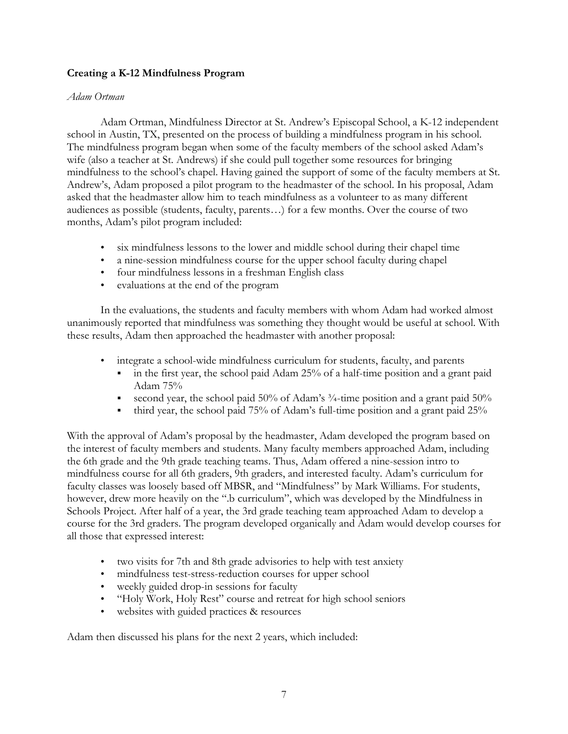**Creating a K-12 Mindfulness Program**

*Adam Ortman*

Adam Ortman, Mindfulness Director at St. Andrew's Episcopal School, a K-12 independent school in Austin, TX, presented on the process of building a mindfulness program in his school. The mindfulness program began when some of the faculty members of the school asked Adam's wife (also a teacher at St. Andrews) if she could pull together some resources for bringing mindfulness to the school's chapel. Having gained the support of some of the faculty members at St. Andrew's, Adam proposed a pilot program to the headmaster of the school. In his proposal, Adam asked that the headmaster allow him to teach mindfulness as a volunteer to as many different audiences as possible (students, faculty, parents…) for a few months. Over the course of two months, Adam's pilot program included:

- six mindfulness lessons to the lower and middle school during their chapel time
- a nine-session mindfulness course for the upper school faculty during chapel
- four mindfulness lessons in a freshman English class
- evaluations at the end of the program

In the evaluations, the students and faculty members with whom Adam had worked almost unanimously reported that mindfulness was something they thought would be useful at school. With these results, Adam then approached the headmaster with another proposal:

- integrate a school-wide mindfulness curriculum for students, faculty, and parents
  - in the first year, the school paid Adam 25% of a half-time position and a grant paid Adam 75%
  - second year, the school paid 50% of Adam's ¾-time position and a grant paid 50%
  - third year, the school paid 75% of Adam's full-time position and a grant paid 25%

With the approval of Adam's proposal by the headmaster, Adam developed the program based on the interest of faculty members and students. Many faculty members approached Adam, including the 6th grade and the 9th grade teaching teams. Thus, Adam offered a nine-session intro to mindfulness course for all 6th graders, 9th graders, and interested faculty. Adam's curriculum for faculty classes was loosely based off MBSR, and "Mindfulness" by Mark Williams. For students, however, drew more heavily on the ".b curriculum", which was developed by the Mindfulness in Schools Project. After half of a year, the 3rd grade teaching team approached Adam to develop a course for the 3rd graders. The program developed organically and Adam would develop courses for all those that expressed interest:

- two visits for 7th and 8th grade advisories to help with test anxiety
- mindfulness test-stress-reduction courses for upper school
- weekly guided drop-in sessions for faculty
- "Holy Work, Holy Rest" course and retreat for high school seniors
- websites with guided practices & resources

Adam then discussed his plans for the next 2 years, which included: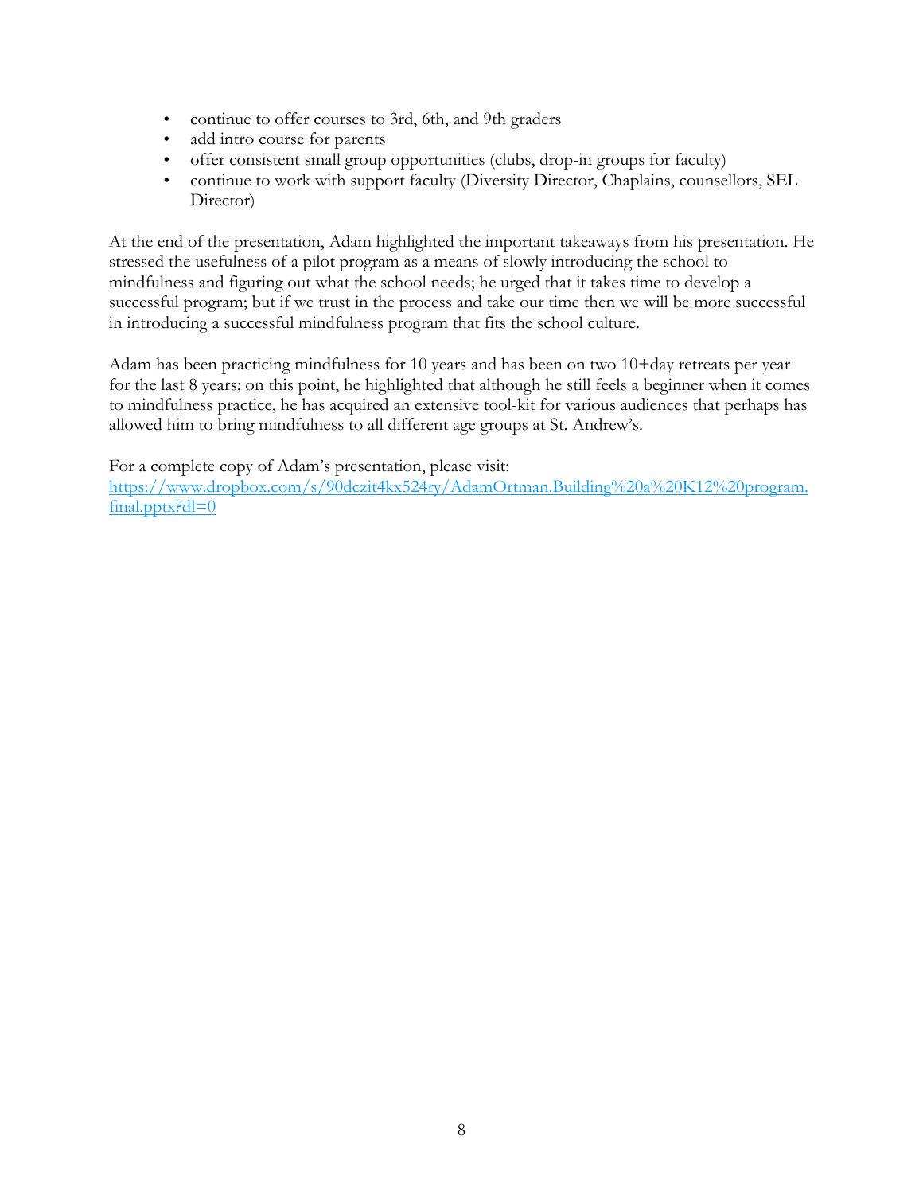- continue to offer courses to 3rd, 6th, and 9th graders
- add intro course for parents
- offer consistent small group opportunities (clubs, drop-in groups for faculty)
- continue to work with support faculty (Diversity Director, Chaplains, counsellors, SEL Director)

At the end of the presentation, Adam highlighted the important takeaways from his presentation. He stressed the usefulness of a pilot program as a means of slowly introducing the school to mindfulness and figuring out what the school needs; he urged that it takes time to develop a successful program; but if we trust in the process and take our time then we will be more successful in introducing a successful mindfulness program that fits the school culture.

Adam has been practicing mindfulness for 10 years and has been on two 10+day retreats per year for the last 8 years; on this point, he highlighted that although he still feels a beginner when it comes to mindfulness practice, he has acquired an extensive tool-kit for various audiences that perhaps has allowed him to bring mindfulness to all different age groups at St. Andrew's.

For a complete copy of Adam's presentation, please visit:
[https://www.dropbox.com/s/90dczit4kx524ry/AdamOrtman.Building%20a%20K12%20program.final.pptx?dl=0](https://www.dropbox.com/s/90dczit4kx524ry/AdamOrtman.Building%20a%20K12%20program.final.pptx?dl=0)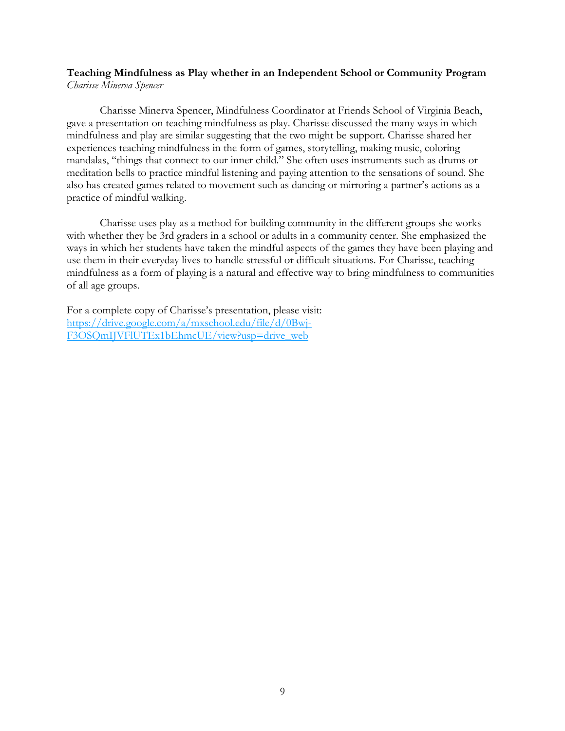**Teaching Mindfulness as Play whether in an Independent School or Community Program**
*Charisse Minerva Spencer*

Charisse Minerva Spencer, Mindfulness Coordinator at Friends School of Virginia Beach, gave a presentation on teaching mindfulness as play. Charisse discussed the many ways in which mindfulness and play are similar suggesting that the two might be support. Charisse shared her experiences teaching mindfulness in the form of games, storytelling, making music, coloring mandalas, "things that connect to our inner child." She often uses instruments such as drums or meditation bells to practice mindful listening and paying attention to the sensations of sound. She also has created games related to movement such as dancing or mirroring a partner's actions as a practice of mindful walking.

Charisse uses play as a method for building community in the different groups she works with whether they be 3rd graders in a school or adults in a community center. She emphasized the ways in which her students have taken the mindful aspects of the games they have been playing and use them in their everyday lives to handle stressful or difficult situations. For Charisse, teaching mindfulness as a form of playing is a natural and effective way to bring mindfulness to communities of all age groups.

For a complete copy of Charisse's presentation, please visit:
https://drive.google.com/a/mxschool.edu/file/d/0Bwj-F3OSQmIJVFlUTEx1bEhmcUE/view?usp=drive_web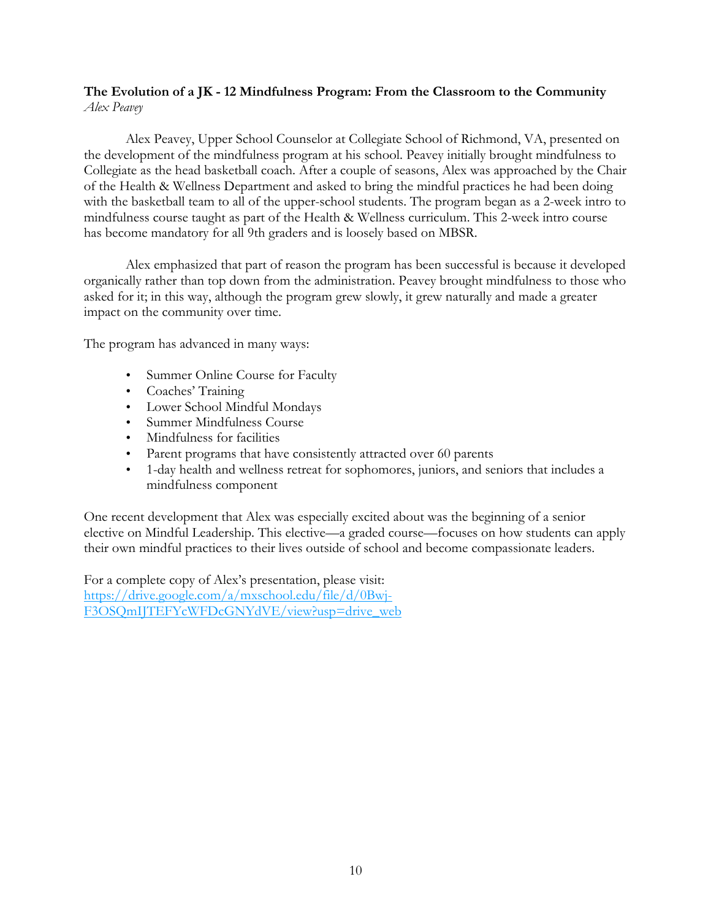**The Evolution of a JK - 12 Mindfulness Program: From the Classroom to the Community**
*Alex Peavey*

Alex Peavey, Upper School Counselor at Collegiate School of Richmond, VA, presented on the development of the mindfulness program at his school. Peavey initially brought mindfulness to Collegiate as the head basketball coach. After a couple of seasons, Alex was approached by the Chair of the Health & Wellness Department and asked to bring the mindful practices he had been doing with the basketball team to all of the upper-school students. The program began as a 2-week intro to mindfulness course taught as part of the Health & Wellness curriculum. This 2-week intro course has become mandatory for all 9th graders and is loosely based on MBSR.

Alex emphasized that part of reason the program has been successful is because it developed organically rather than top down from the administration. Peavey brought mindfulness to those who asked for it; in this way, although the program grew slowly, it grew naturally and made a greater impact on the community over time.

The program has advanced in many ways:

- Summer Online Course for Faculty
- Coaches' Training
- Lower School Mindful Mondays
- Summer Mindfulness Course
- Mindfulness for facilities
- Parent programs that have consistently attracted over 60 parents
- 1-day health and wellness retreat for sophomores, juniors, and seniors that includes a mindfulness component

One recent development that Alex was especially excited about was the beginning of a senior elective on Mindful Leadership. This elective—a graded course—focuses on how students can apply their own mindful practices to their lives outside of school and become compassionate leaders.

For a complete copy of Alex's presentation, please visit:
[https://drive.google.com/a/mxschool.edu/file/d/0Bwj-F3OSQmIJTEFYcWFDcGNYdVE/view?usp=drive_web](https://drive.google.com/a/mxschool.edu/file/d/0Bwj-F3OSQmIJTEFYcWFDcGNYdVE/view?usp=drive_web)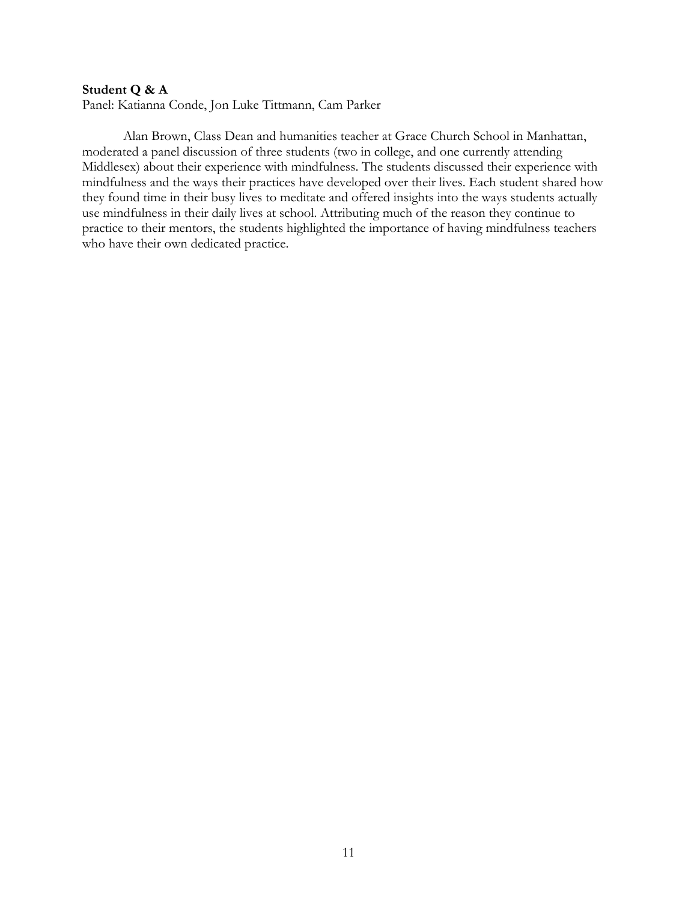**Student Q & A**

Panel: Katianna Conde, Jon Luke Tittmann, Cam Parker

Alan Brown, Class Dean and humanities teacher at Grace Church School in Manhattan, moderated a panel discussion of three students (two in college, and one currently attending Middlesex) about their experience with mindfulness. The students discussed their experience with mindfulness and the ways their practices have developed over their lives. Each student shared how they found time in their busy lives to meditate and offered insights into the ways students actually use mindfulness in their daily lives at school. Attributing much of the reason they continue to practice to their mentors, the students highlighted the importance of having mindfulness teachers who have their own dedicated practice.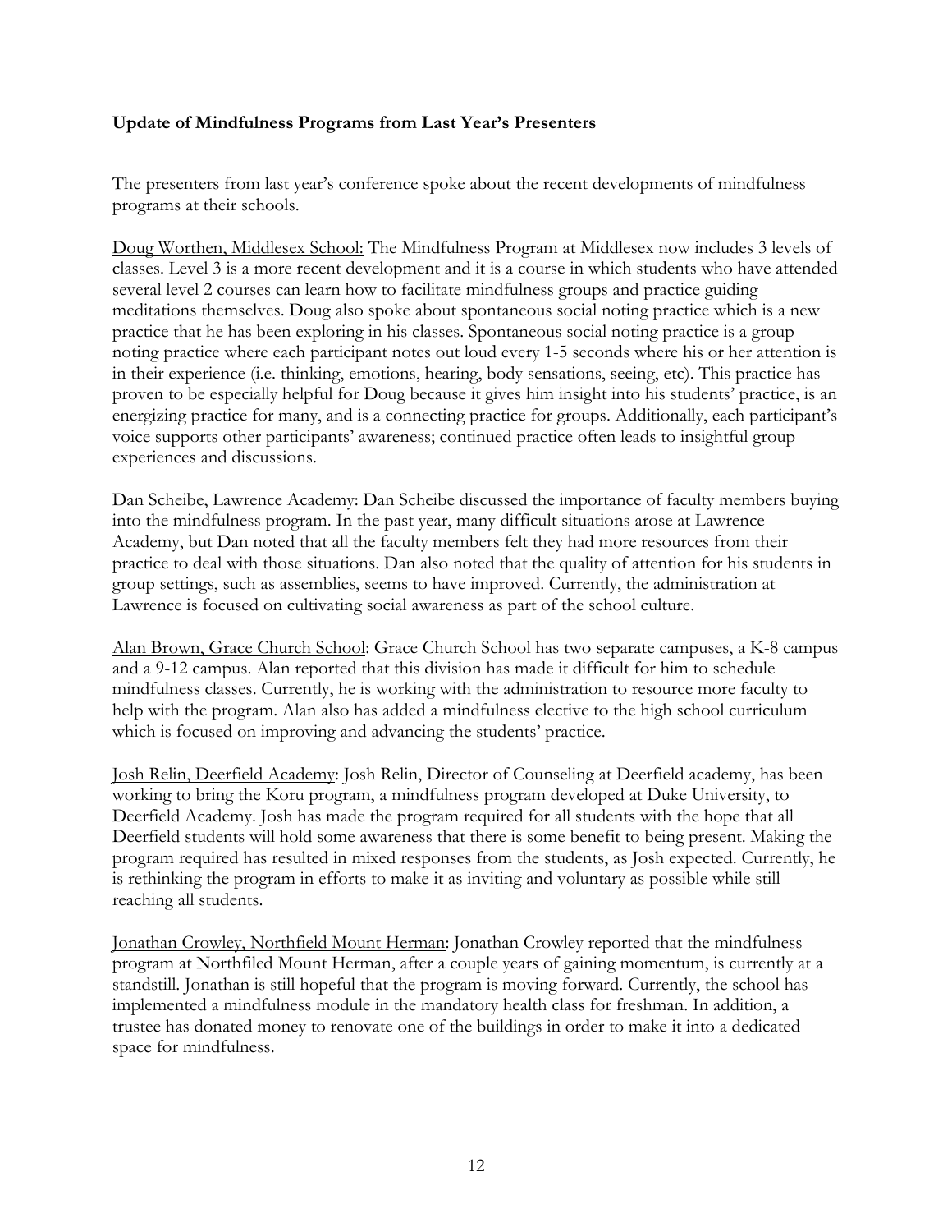**Update of Mindfulness Programs from Last Year's Presenters**

The presenters from last year's conference spoke about the recent developments of mindfulness programs at their schools.

<u>Doug Worthen, Middlesex School:</u> The Mindfulness Program at Middlesex now includes 3 levels of classes. Level 3 is a more recent development and it is a course in which students who have attended several level 2 courses can learn how to facilitate mindfulness groups and practice guiding meditations themselves. Doug also spoke about spontaneous social noting practice which is a new practice that he has been exploring in his classes. Spontaneous social noting practice is a group noting practice where each participant notes out loud every 1-5 seconds where his or her attention is in their experience (i.e. thinking, emotions, hearing, body sensations, seeing, etc). This practice has proven to be especially helpful for Doug because it gives him insight into his students' practice, is an energizing practice for many, and is a connecting practice for groups. Additionally, each participant's voice supports other participants' awareness; continued practice often leads to insightful group experiences and discussions.

<u>Dan Scheibe, Lawrence Academy</u>: Dan Scheibe discussed the importance of faculty members buying into the mindfulness program. In the past year, many difficult situations arose at Lawrence Academy, but Dan noted that all the faculty members felt they had more resources from their practice to deal with those situations. Dan also noted that the quality of attention for his students in group settings, such as assemblies, seems to have improved. Currently, the administration at Lawrence is focused on cultivating social awareness as part of the school culture.

<u>Alan Brown, Grace Church School</u>: Grace Church School has two separate campuses, a K-8 campus and a 9-12 campus. Alan reported that this division has made it difficult for him to schedule mindfulness classes. Currently, he is working with the administration to resource more faculty to help with the program. Alan also has added a mindfulness elective to the high school curriculum which is focused on improving and advancing the students' practice.

<u>Josh Relin, Deerfield Academy</u>: Josh Relin, Director of Counseling at Deerfield academy, has been working to bring the Koru program, a mindfulness program developed at Duke University, to Deerfield Academy. Josh has made the program required for all students with the hope that all Deerfield students will hold some awareness that there is some benefit to being present. Making the program required has resulted in mixed responses from the students, as Josh expected. Currently, he is rethinking the program in efforts to make it as inviting and voluntary as possible while still reaching all students.

<u>Jonathan Crowley, Northfield Mount Herman</u>: Jonathan Crowley reported that the mindfulness program at Northfiled Mount Herman, after a couple years of gaining momentum, is currently at a standstill. Jonathan is still hopeful that the program is moving forward. Currently, the school has implemented a mindfulness module in the mandatory health class for freshman. In addition, a trustee has donated money to renovate one of the buildings in order to make it into a dedicated space for mindfulness.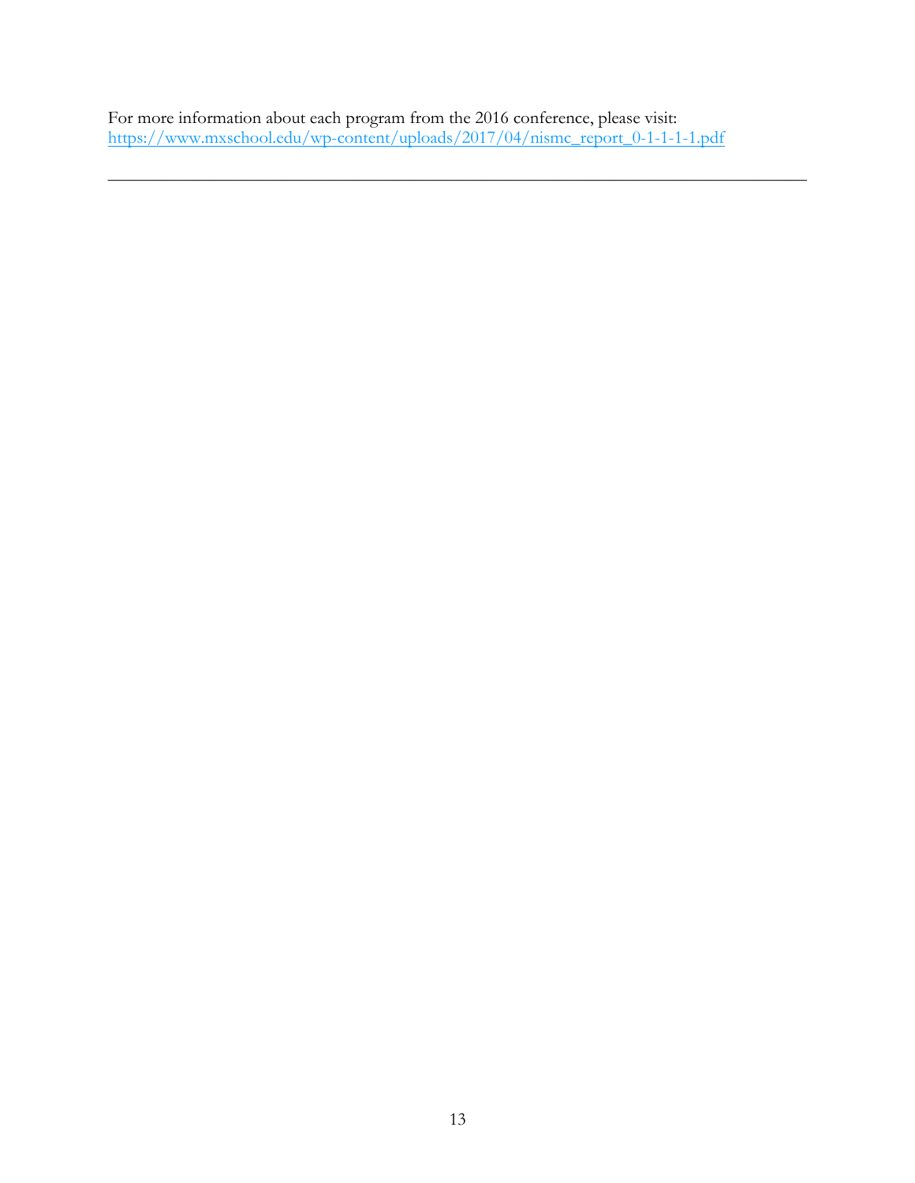For more information about each program from the 2016 conference, please visit:
https://www.mxschool.edu/wp-content/uploads/2017/04/nismc_report_0-1-1-1-1.pdf

---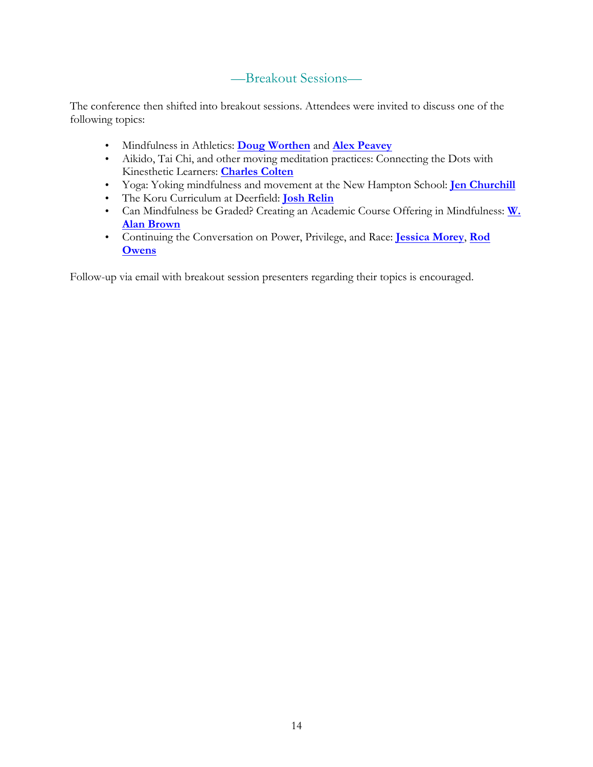## —Breakout Sessions—

The conference then shifted into breakout sessions. Attendees were invited to discuss one of the following topics:

- Mindfulness in Athletics: **Doug Worthen** and **Alex Peavey**
- Aikido, Tai Chi, and other moving meditation practices: Connecting the Dots with Kinesthetic Learners: **Charles Colten**
- Yoga: Yoking mindfulness and movement at the New Hampton School: **Jen Churchill**
- The Koru Curriculum at Deerfield: **Josh Relin**
- Can Mindfulness be Graded? Creating an Academic Course Offering in Mindfulness: **W. Alan Brown**
- Continuing the Conversation on Power, Privilege, and Race: **Jessica Morey**, **Rod Owens**

Follow-up via email with breakout session presenters regarding their topics is encouraged.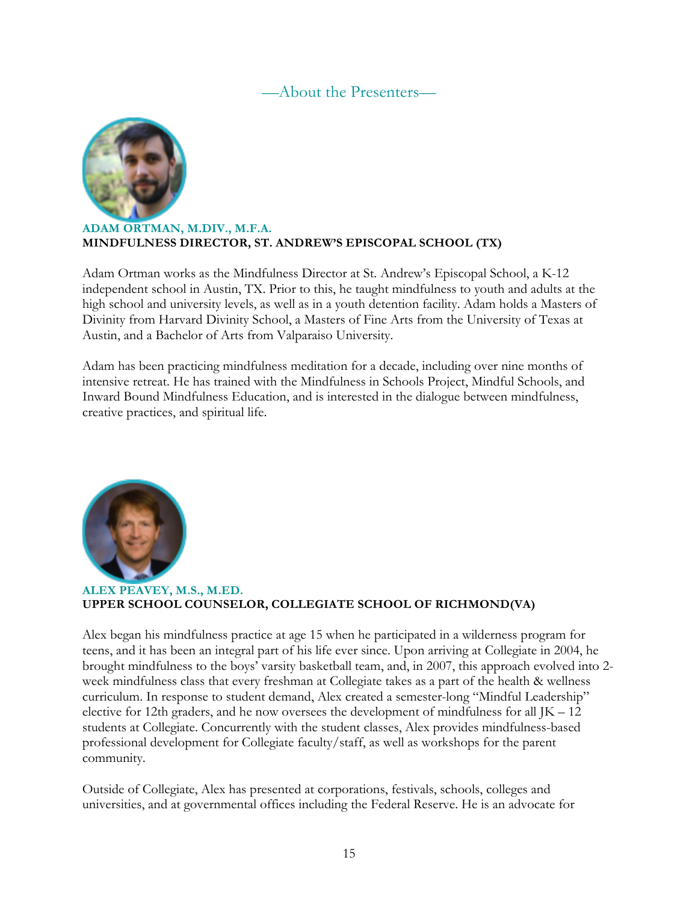## —About the Presenters—

**ADAM ORTMAN, M.DIV., M.F.A.**
**MINDFULNESS DIRECTOR, ST. ANDREW'S EPISCOPAL SCHOOL (TX)**

Adam Ortman works as the Mindfulness Director at St. Andrew's Episcopal School, a K-12 independent school in Austin, TX. Prior to this, he taught mindfulness to youth and adults at the high school and university levels, as well as in a youth detention facility. Adam holds a Masters of Divinity from Harvard Divinity School, a Masters of Fine Arts from the University of Texas at Austin, and a Bachelor of Arts from Valparaiso University.

Adam has been practicing mindfulness meditation for a decade, including over nine months of intensive retreat. He has trained with the Mindfulness in Schools Project, Mindful Schools, and Inward Bound Mindfulness Education, and is interested in the dialogue between mindfulness, creative practices, and spiritual life.

**ALEX PEAVEY, M.S., M.ED.**
**UPPER SCHOOL COUNSELOR, COLLEGIATE SCHOOL OF RICHMOND(VA)**

Alex began his mindfulness practice at age 15 when he participated in a wilderness program for teens, and it has been an integral part of his life ever since. Upon arriving at Collegiate in 2004, he brought mindfulness to the boys' varsity basketball team, and, in 2007, this approach evolved into 2-week mindfulness class that every freshman at Collegiate takes as a part of the health & wellness curriculum. In response to student demand, Alex created a semester-long "Mindful Leadership" elective for 12th graders, and he now oversees the development of mindfulness for all JK – 12 students at Collegiate. Concurrently with the student classes, Alex provides mindfulness-based professional development for Collegiate faculty/staff, as well as workshops for the parent community.

Outside of Collegiate, Alex has presented at corporations, festivals, schools, colleges and universities, and at governmental offices including the Federal Reserve. He is an advocate for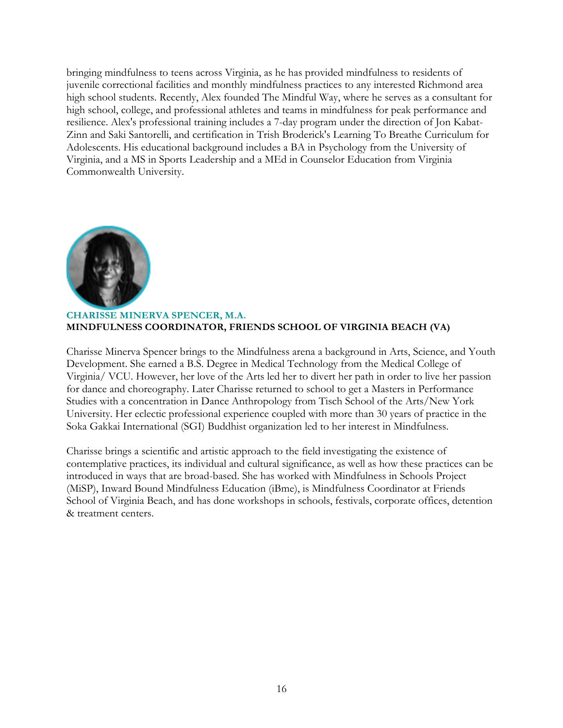bringing mindfulness to teens across Virginia, as he has provided mindfulness to residents of juvenile correctional facilities and monthly mindfulness practices to any interested Richmond area high school students. Recently, Alex founded The Mindful Way, where he serves as a consultant for high school, college, and professional athletes and teams in mindfulness for peak performance and resilience. Alex's professional training includes a 7-day program under the direction of Jon Kabat-Zinn and Saki Santorelli, and certification in Trish Broderick's Learning To Breathe Curriculum for Adolescents. His educational background includes a BA in Psychology from the University of Virginia, and a MS in Sports Leadership and a MEd in Counselor Education from Virginia Commonwealth University.

### CHARISSE MINERVA SPENCER, M.A.
**MINDFULNESS COORDINATOR, FRIENDS SCHOOL OF VIRGINIA BEACH (VA)**

Charisse Minerva Spencer brings to the Mindfulness arena a background in Arts, Science, and Youth Development. She earned a B.S. Degree in Medical Technology from the Medical College of Virginia/ VCU. However, her love of the Arts led her to divert her path in order to live her passion for dance and choreography. Later Charisse returned to school to get a Masters in Performance Studies with a concentration in Dance Anthropology from Tisch School of the Arts/New York University. Her eclectic professional experience coupled with more than 30 years of practice in the Soka Gakkai International (SGI) Buddhist organization led to her interest in Mindfulness.

Charisse brings a scientific and artistic approach to the field investigating the existence of contemplative practices, its individual and cultural significance, as well as how these practices can be introduced in ways that are broad-based. She has worked with Mindfulness in Schools Project (MiSP), Inward Bound Mindfulness Education (iBme), is Mindfulness Coordinator at Friends School of Virginia Beach, and has done workshops in schools, festivals, corporate offices, detention & treatment centers.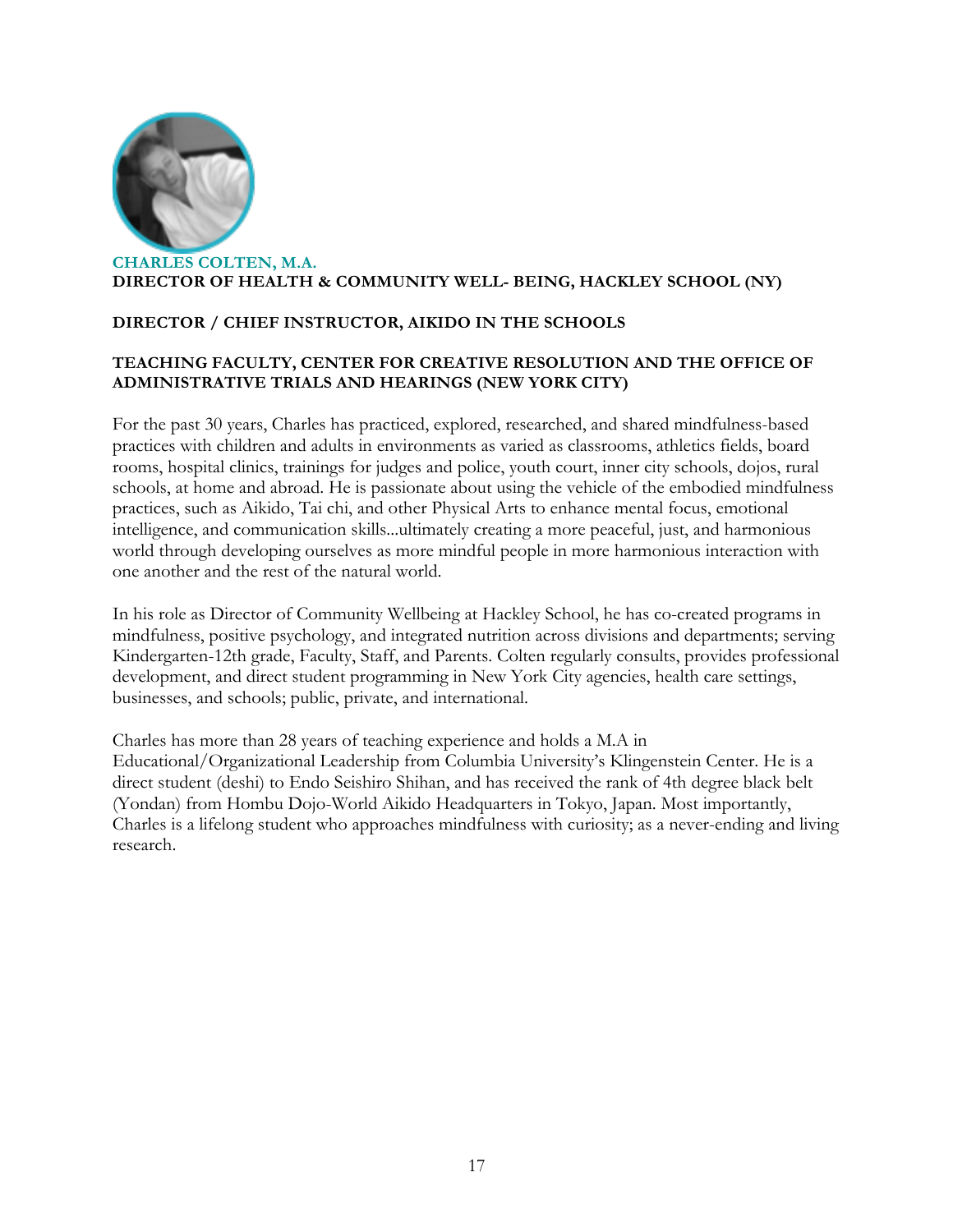**CHARLES COLTEN, M.A.**
**DIRECTOR OF HEALTH & COMMUNITY WELL- BEING, HACKLEY SCHOOL (NY)**

**DIRECTOR / CHIEF INSTRUCTOR, AIKIDO IN THE SCHOOLS**

**TEACHING FACULTY, CENTER FOR CREATIVE RESOLUTION AND THE OFFICE OF ADMINISTRATIVE TRIALS AND HEARINGS (NEW YORK CITY)**

For the past 30 years, Charles has practiced, explored, researched, and shared mindfulness-based practices with children and adults in environments as varied as classrooms, athletics fields, board rooms, hospital clinics, trainings for judges and police, youth court, inner city schools, dojos, rural schools, at home and abroad. He is passionate about using the vehicle of the embodied mindfulness practices, such as Aikido, Tai chi, and other Physical Arts to enhance mental focus, emotional intelligence, and communication skills...ultimately creating a more peaceful, just, and harmonious world through developing ourselves as more mindful people in more harmonious interaction with one another and the rest of the natural world.

In his role as Director of Community Wellbeing at Hackley School, he has co-created programs in mindfulness, positive psychology, and integrated nutrition across divisions and departments; serving Kindergarten-12th grade, Faculty, Staff, and Parents. Colten regularly consults, provides professional development, and direct student programming in New York City agencies, health care settings, businesses, and schools; public, private, and international.

Charles has more than 28 years of teaching experience and holds a M.A in Educational/Organizational Leadership from Columbia University's Klingenstein Center. He is a direct student (deshi) to Endo Seishiro Shihan, and has received the rank of 4th degree black belt (Yondan) from Hombu Dojo-World Aikido Headquarters in Tokyo, Japan. Most importantly, Charles is a lifelong student who approaches mindfulness with curiosity; as a never-ending and living research.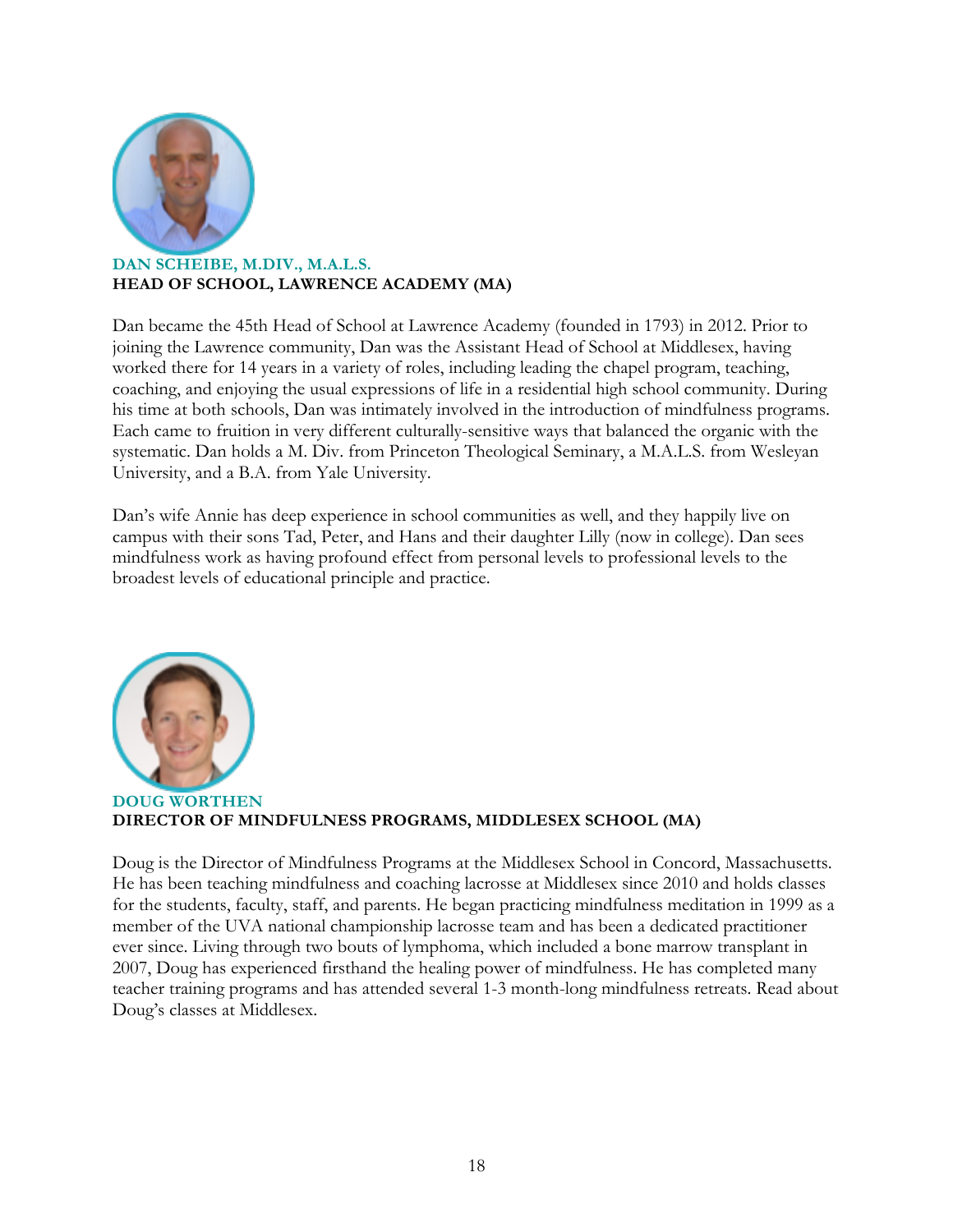**DAN SCHEIBE, M.DIV., M.A.L.S.**
**HEAD OF SCHOOL, LAWRENCE ACADEMY (MA)**

Dan became the 45th Head of School at Lawrence Academy (founded in 1793) in 2012. Prior to joining the Lawrence community, Dan was the Assistant Head of School at Middlesex, having worked there for 14 years in a variety of roles, including leading the chapel program, teaching, coaching, and enjoying the usual expressions of life in a residential high school community. During his time at both schools, Dan was intimately involved in the introduction of mindfulness programs. Each came to fruition in very different culturally-sensitive ways that balanced the organic with the systematic. Dan holds a M. Div. from Princeton Theological Seminary, a M.A.L.S. from Wesleyan University, and a B.A. from Yale University.

Dan's wife Annie has deep experience in school communities as well, and they happily live on campus with their sons Tad, Peter, and Hans and their daughter Lilly (now in college). Dan sees mindfulness work as having profound effect from personal levels to professional levels to the broadest levels of educational principle and practice.

**DOUG WORTHEN**
**DIRECTOR OF MINDFULNESS PROGRAMS, MIDDLESEX SCHOOL (MA)**

Doug is the Director of Mindfulness Programs at the Middlesex School in Concord, Massachusetts. He has been teaching mindfulness and coaching lacrosse at Middlesex since 2010 and holds classes for the students, faculty, staff, and parents. He began practicing mindfulness meditation in 1999 as a member of the UVA national championship lacrosse team and has been a dedicated practitioner ever since. Living through two bouts of lymphoma, which included a bone marrow transplant in 2007, Doug has experienced firsthand the healing power of mindfulness. He has completed many teacher training programs and has attended several 1-3 month-long mindfulness retreats. Read about Doug's classes at Middlesex.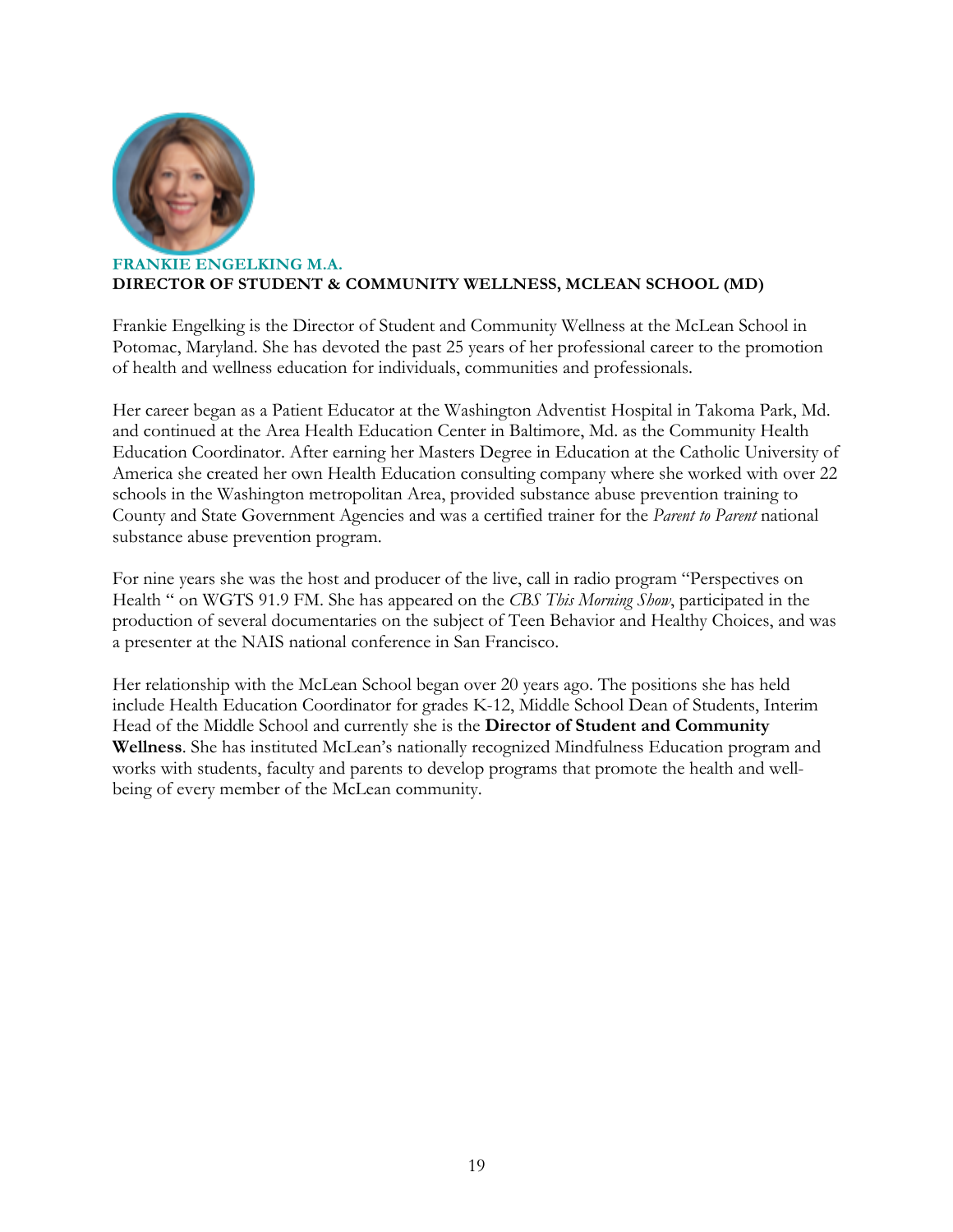## FRANKIE ENGELKING M.A.

**DIRECTOR OF STUDENT & COMMUNITY WELLNESS, MCLEAN SCHOOL (MD)**

Frankie Engelking is the Director of Student and Community Wellness at the McLean School in Potomac, Maryland. She has devoted the past 25 years of her professional career to the promotion of health and wellness education for individuals, communities and professionals.

Her career began as a Patient Educator at the Washington Adventist Hospital in Takoma Park, Md. and continued at the Area Health Education Center in Baltimore, Md. as the Community Health Education Coordinator. After earning her Masters Degree in Education at the Catholic University of America she created her own Health Education consulting company where she worked with over 22 schools in the Washington metropolitan Area, provided substance abuse prevention training to County and State Government Agencies and was a certified trainer for the *Parent to Parent* national substance abuse prevention program.

For nine years she was the host and producer of the live, call in radio program "Perspectives on Health " on WGTS 91.9 FM. She has appeared on the *CBS This Morning Show*, participated in the production of several documentaries on the subject of Teen Behavior and Healthy Choices, and was a presenter at the NAIS national conference in San Francisco.

Her relationship with the McLean School began over 20 years ago. The positions she has held include Health Education Coordinator for grades K-12, Middle School Dean of Students, Interim Head of the Middle School and currently she is the **Director of Student and Community Wellness**. She has instituted McLean's nationally recognized Mindfulness Education program and works with students, faculty and parents to develop programs that promote the health and well-being of every member of the McLean community.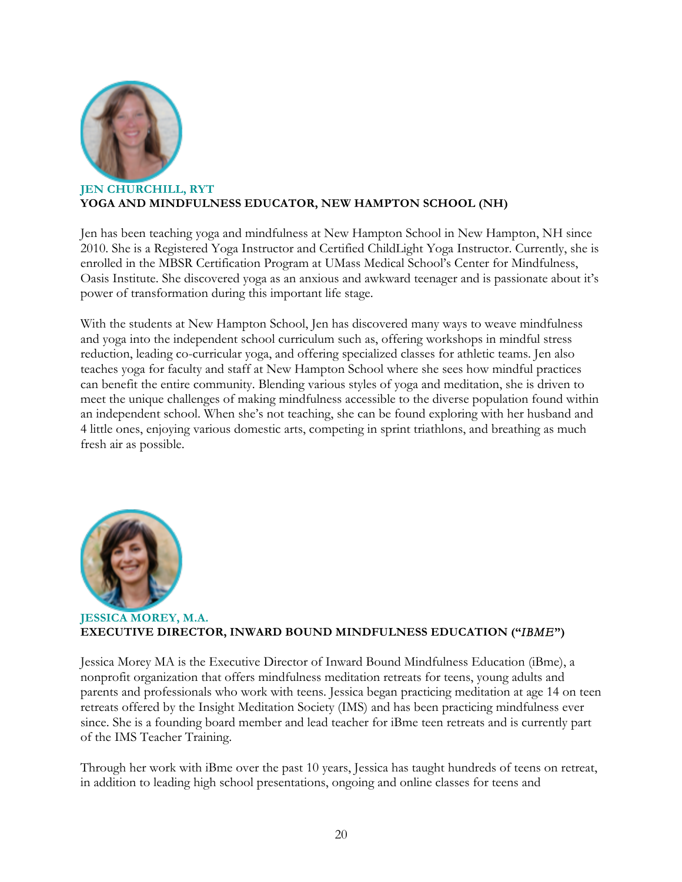**JEN CHURCHILL, RYT**
**YOGA AND MINDFULNESS EDUCATOR, NEW HAMPTON SCHOOL (NH)**

Jen has been teaching yoga and mindfulness at New Hampton School in New Hampton, NH since 2010. She is a Registered Yoga Instructor and Certified ChildLight Yoga Instructor. Currently, she is enrolled in the MBSR Certification Program at UMass Medical School's Center for Mindfulness, Oasis Institute. She discovered yoga as an anxious and awkward teenager and is passionate about it's power of transformation during this important life stage.

With the students at New Hampton School, Jen has discovered many ways to weave mindfulness and yoga into the independent school curriculum such as, offering workshops in mindful stress reduction, leading co-curricular yoga, and offering specialized classes for athletic teams. Jen also teaches yoga for faculty and staff at New Hampton School where she sees how mindful practices can benefit the entire community. Blending various styles of yoga and meditation, she is driven to meet the unique challenges of making mindfulness accessible to the diverse population found within an independent school. When she's not teaching, she can be found exploring with her husband and 4 little ones, enjoying various domestic arts, competing in sprint triathlons, and breathing as much fresh air as possible.

**JESSICA MOREY, M.A.**
**EXECUTIVE DIRECTOR, INWARD BOUND MINDFULNESS EDUCATION ("*IBME*")**

Jessica Morey MA is the Executive Director of Inward Bound Mindfulness Education (iBme), a nonprofit organization that offers mindfulness meditation retreats for teens, young adults and parents and professionals who work with teens. Jessica began practicing meditation at age 14 on teen retreats offered by the Insight Meditation Society (IMS) and has been practicing mindfulness ever since. She is a founding board member and lead teacher for iBme teen retreats and is currently part of the IMS Teacher Training.

Through her work with iBme over the past 10 years, Jessica has taught hundreds of teens on retreat, in addition to leading high school presentations, ongoing and online classes for teens and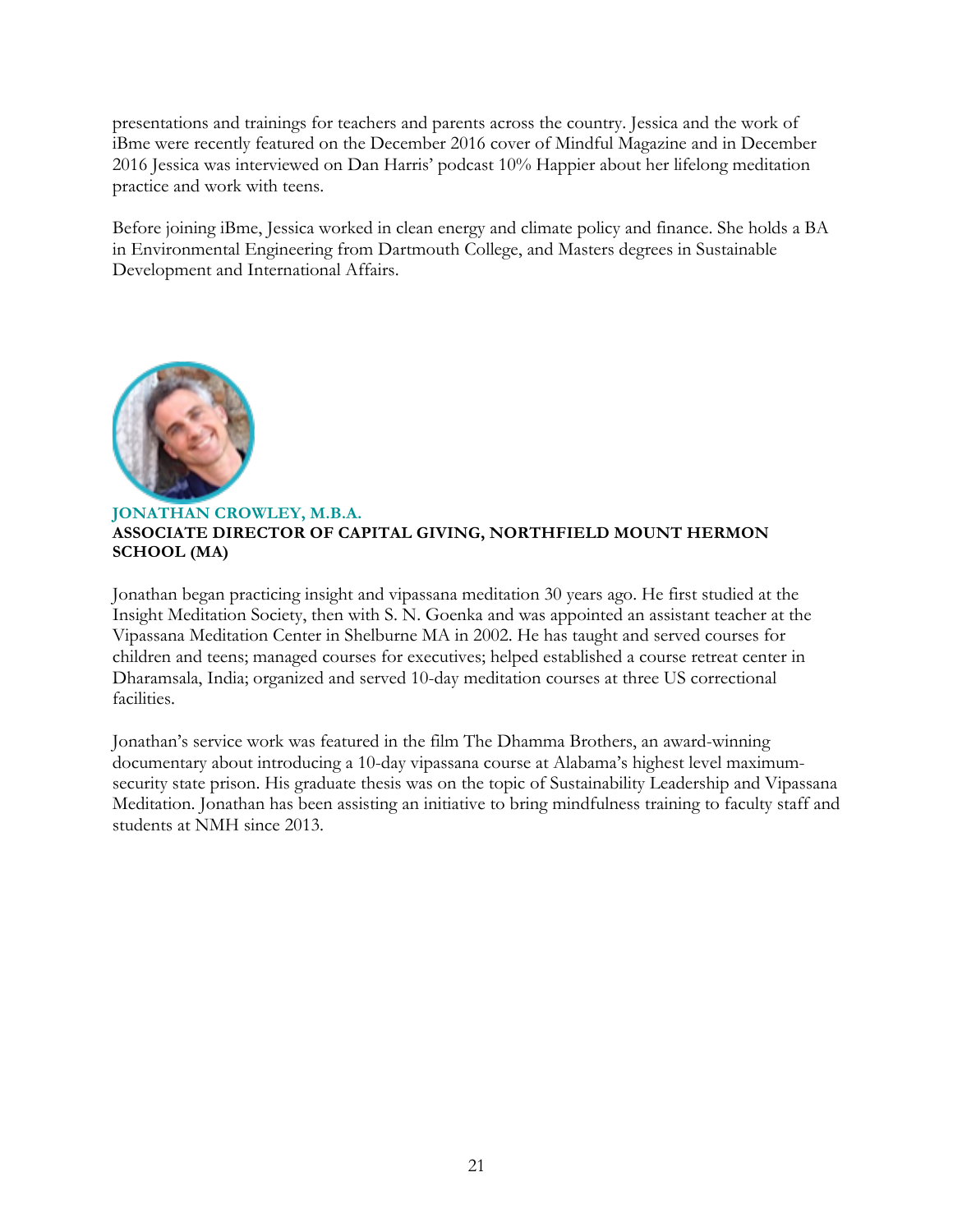presentations and trainings for teachers and parents across the country. Jessica and the work of iBme were recently featured on the December 2016 cover of Mindful Magazine and in December 2016 Jessica was interviewed on Dan Harris' podcast 10% Happier about her lifelong meditation practice and work with teens.

Before joining iBme, Jessica worked in clean energy and climate policy and finance. She holds a BA in Environmental Engineering from Dartmouth College, and Masters degrees in Sustainable Development and International Affairs.

**JONATHAN CROWLEY, M.B.A.**
**ASSOCIATE DIRECTOR OF CAPITAL GIVING, NORTHFIELD MOUNT HERMON SCHOOL (MA)**

Jonathan began practicing insight and vipassana meditation 30 years ago. He first studied at the Insight Meditation Society, then with S. N. Goenka and was appointed an assistant teacher at the Vipassana Meditation Center in Shelburne MA in 2002. He has taught and served courses for children and teens; managed courses for executives; helped established a course retreat center in Dharamsala, India; organized and served 10-day meditation courses at three US correctional facilities.

Jonathan's service work was featured in the film The Dhamma Brothers, an award-winning documentary about introducing a 10-day vipassana course at Alabama's highest level maximum-security state prison. His graduate thesis was on the topic of Sustainability Leadership and Vipassana Meditation. Jonathan has been assisting an initiative to bring mindfulness training to faculty staff and students at NMH since 2013.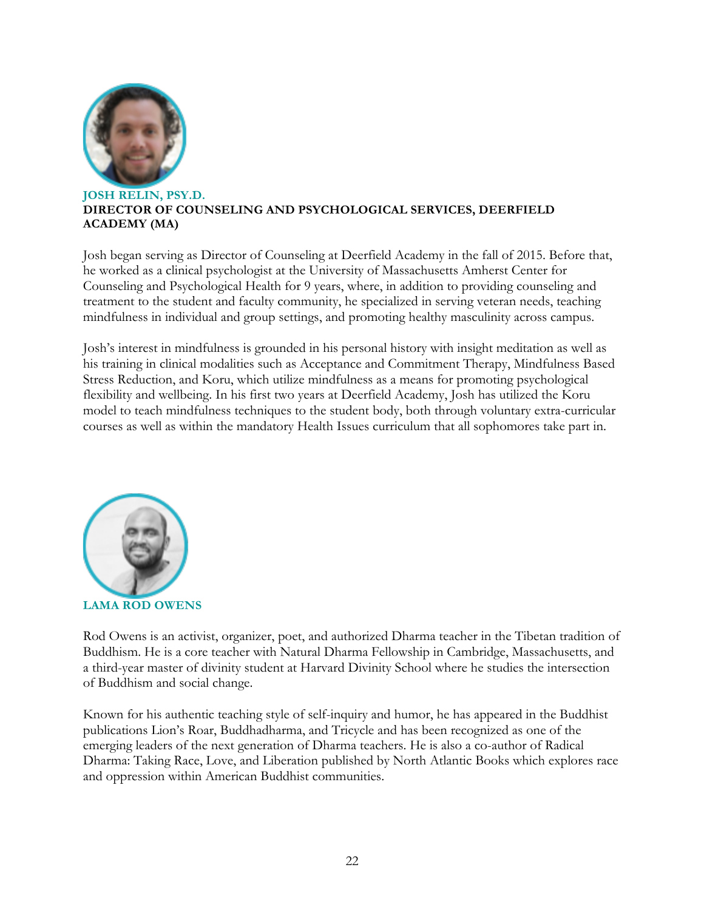### JOSH RELIN, PSY.D.

**DIRECTOR OF COUNSELING AND PSYCHOLOGICAL SERVICES, DEERFIELD ACADEMY (MA)**

Josh began serving as Director of Counseling at Deerfield Academy in the fall of 2015. Before that, he worked as a clinical psychologist at the University of Massachusetts Amherst Center for Counseling and Psychological Health for 9 years, where, in addition to providing counseling and treatment to the student and faculty community, he specialized in serving veteran needs, teaching mindfulness in individual and group settings, and promoting healthy masculinity across campus.

Josh's interest in mindfulness is grounded in his personal history with insight meditation as well as his training in clinical modalities such as Acceptance and Commitment Therapy, Mindfulness Based Stress Reduction, and Koru, which utilize mindfulness as a means for promoting psychological flexibility and wellbeing. In his first two years at Deerfield Academy, Josh has utilized the Koru model to teach mindfulness techniques to the student body, both through voluntary extra-curricular courses as well as within the mandatory Health Issues curriculum that all sophomores take part in.

### LAMA ROD OWENS

Rod Owens is an activist, organizer, poet, and authorized Dharma teacher in the Tibetan tradition of Buddhism. He is a core teacher with Natural Dharma Fellowship in Cambridge, Massachusetts, and a third-year master of divinity student at Harvard Divinity School where he studies the intersection of Buddhism and social change.

Known for his authentic teaching style of self-inquiry and humor, he has appeared in the Buddhist publications Lion's Roar, Buddhadharma, and Tricycle and has been recognized as one of the emerging leaders of the next generation of Dharma teachers. He is also a co-author of Radical Dharma: Taking Race, Love, and Liberation published by North Atlantic Books which explores race and oppression within American Buddhist communities.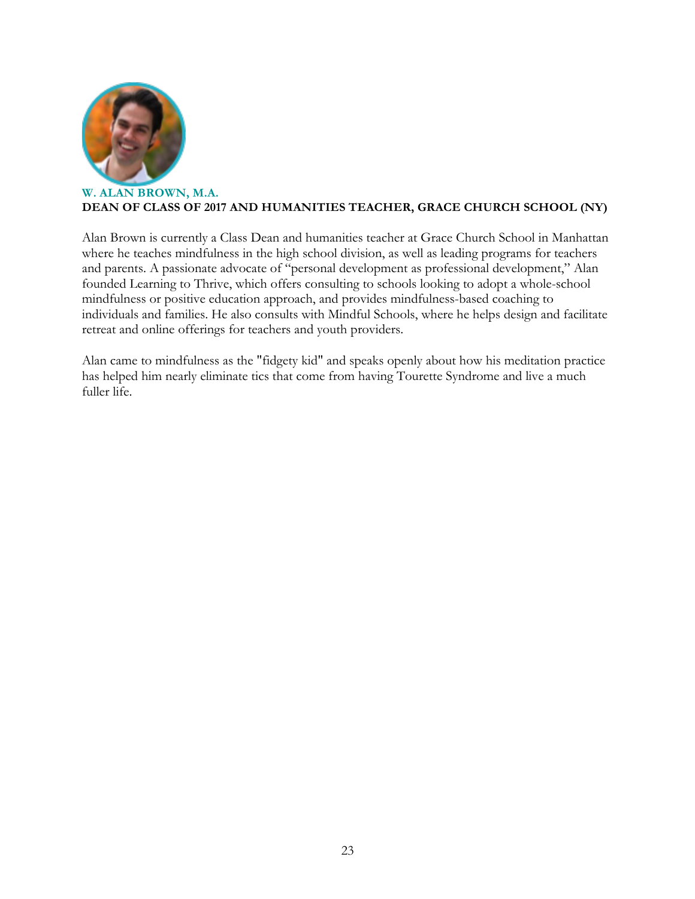### W. ALAN BROWN, M.A.

**DEAN OF CLASS OF 2017 AND HUMANITIES TEACHER, GRACE CHURCH SCHOOL (NY)**

Alan Brown is currently a Class Dean and humanities teacher at Grace Church School in Manhattan where he teaches mindfulness in the high school division, as well as leading programs for teachers and parents. A passionate advocate of "personal development as professional development," Alan founded Learning to Thrive, which offers consulting to schools looking to adopt a whole-school mindfulness or positive education approach, and provides mindfulness-based coaching to individuals and families. He also consults with Mindful Schools, where he helps design and facilitate retreat and online offerings for teachers and youth providers.

Alan came to mindfulness as the "fidgety kid" and speaks openly about how his meditation practice has helped him nearly eliminate tics that come from having Tourette Syndrome and live a much fuller life.